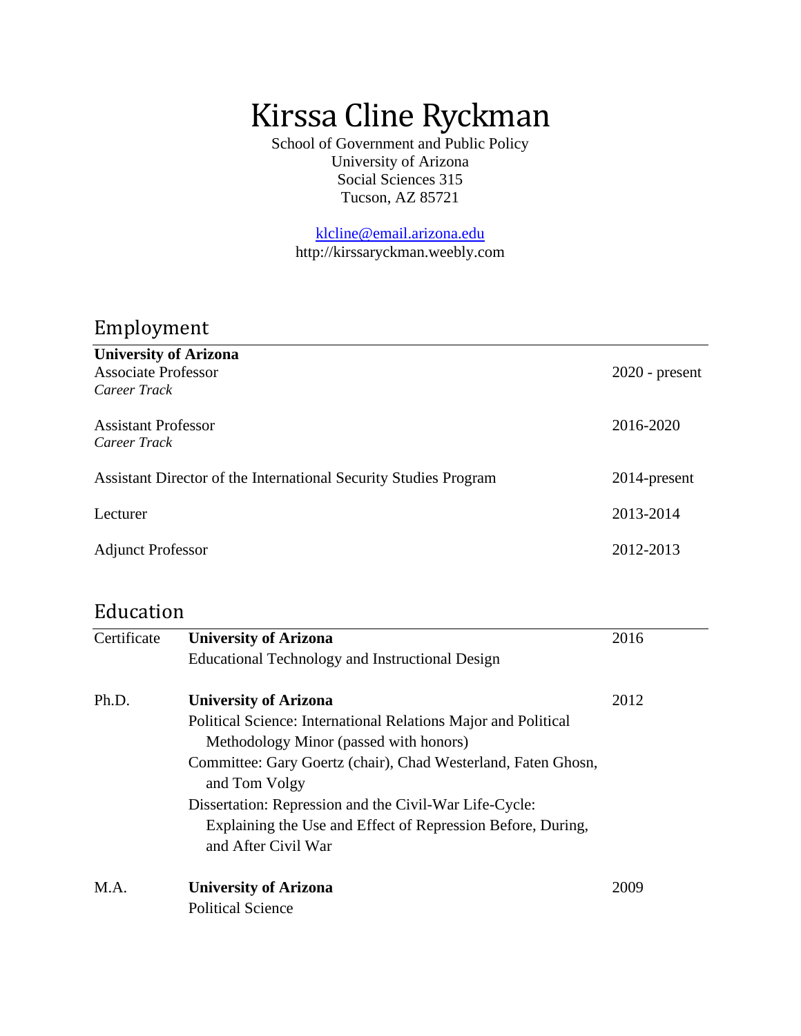# Kirssa Cline Ryckman

School of Government and Public Policy
University of Arizona
Social Sciences 315
Tucson, AZ 85721

klcline@email.arizona.edu
http://kirssaryckman.weebly.com

## Employment

**University of Arizona**

Associate Professor — 2020 - present
*Career Track*

Assistant Professor — 2016-2020
*Career Track*

Assistant Director of the International Security Studies Program — 2014-present

Lecturer — 2013-2014

Adjunct Professor — 2012-2013

## Education

**Certificate** — **University of Arizona** — 2016
Educational Technology and Instructional Design

**Ph.D.** — **University of Arizona** — 2012
Political Science: International Relations Major and Political Methodology Minor (passed with honors)
Committee: Gary Goertz (chair), Chad Westerland, Faten Ghosn, and Tom Volgy
Dissertation: Repression and the Civil-War Life-Cycle: Explaining the Use and Effect of Repression Before, During, and After Civil War

**M.A.** — **University of Arizona** — 2009
Political Science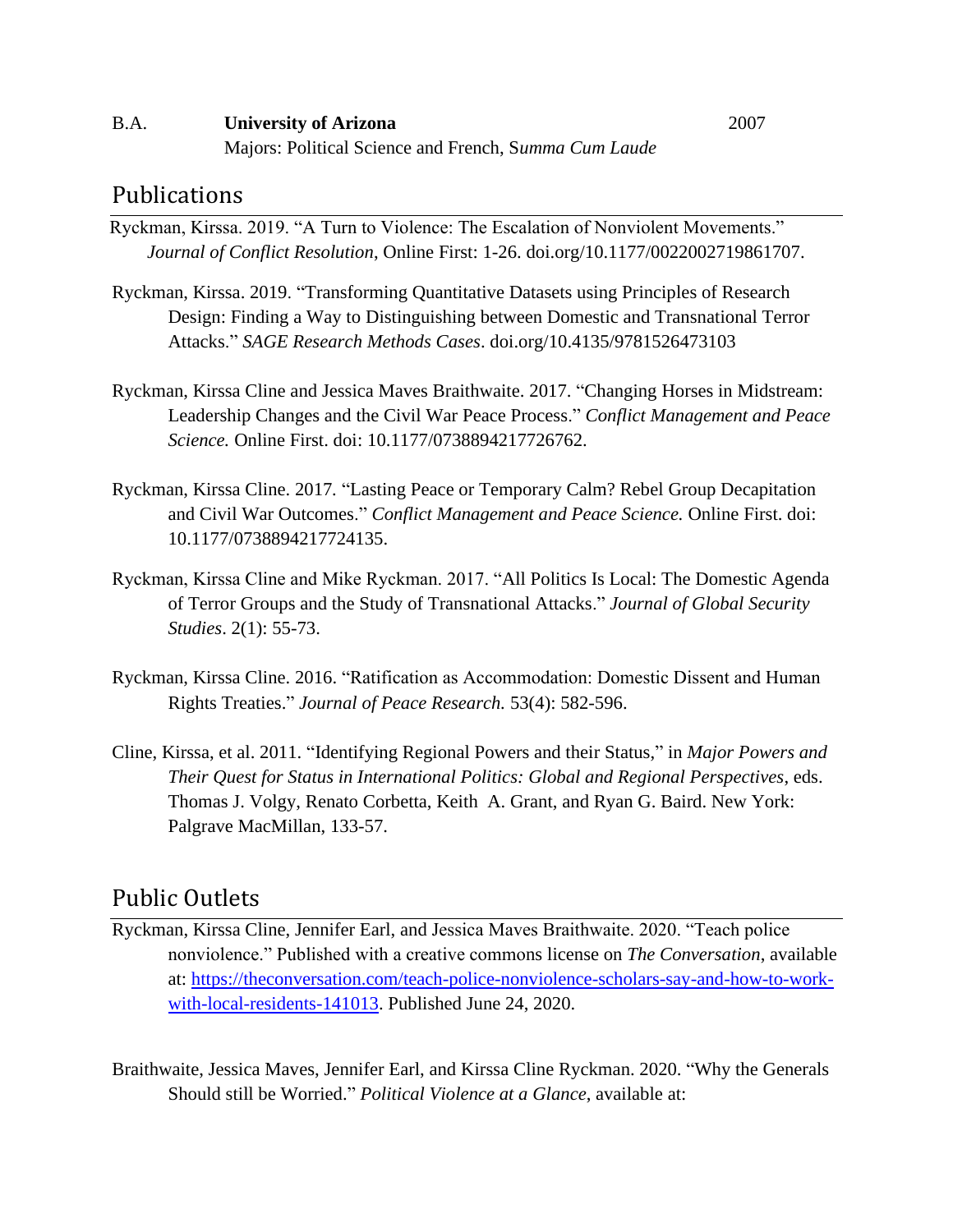B.A. **University of Arizona** 2007

Majors: Political Science and French, S*umma Cum Laude*

## Publications

Ryckman, Kirssa. 2019. "A Turn to Violence: The Escalation of Nonviolent Movements." *Journal of Conflict Resolution*, Online First: 1-26. doi.org/10.1177/0022002719861707.

Ryckman, Kirssa. 2019. "Transforming Quantitative Datasets using Principles of Research Design: Finding a Way to Distinguishing between Domestic and Transnational Terror Attacks." *SAGE Research Methods Cases*. doi.org/10.4135/9781526473103

Ryckman, Kirssa Cline and Jessica Maves Braithwaite. 2017. "Changing Horses in Midstream: Leadership Changes and the Civil War Peace Process." *Conflict Management and Peace Science.* Online First. doi: 10.1177/0738894217726762.

Ryckman, Kirssa Cline. 2017. "Lasting Peace or Temporary Calm? Rebel Group Decapitation and Civil War Outcomes." *Conflict Management and Peace Science.* Online First. doi: 10.1177/0738894217724135.

Ryckman, Kirssa Cline and Mike Ryckman. 2017. "All Politics Is Local: The Domestic Agenda of Terror Groups and the Study of Transnational Attacks." *Journal of Global Security Studies*. 2(1): 55-73.

Ryckman, Kirssa Cline. 2016. "Ratification as Accommodation: Domestic Dissent and Human Rights Treaties." *Journal of Peace Research.* 53(4): 582-596.

Cline, Kirssa, et al. 2011. "Identifying Regional Powers and their Status," in *Major Powers and Their Quest for Status in International Politics: Global and Regional Perspectives*, eds. Thomas J. Volgy, Renato Corbetta, Keith A. Grant, and Ryan G. Baird. New York: Palgrave MacMillan, 133-57.

## Public Outlets

Ryckman, Kirssa Cline, Jennifer Earl, and Jessica Maves Braithwaite. 2020. "Teach police nonviolence." Published with a creative commons license on *The Conversation*, available at: [https://theconversation.com/teach-police-nonviolence-scholars-say-and-how-to-work-with-local-residents-141013](https://theconversation.com/teach-police-nonviolence-scholars-say-and-how-to-work-with-local-residents-141013). Published June 24, 2020.

Braithwaite, Jessica Maves, Jennifer Earl, and Kirssa Cline Ryckman. 2020. "Why the Generals Should still be Worried." *Political Violence at a Glance*, available at: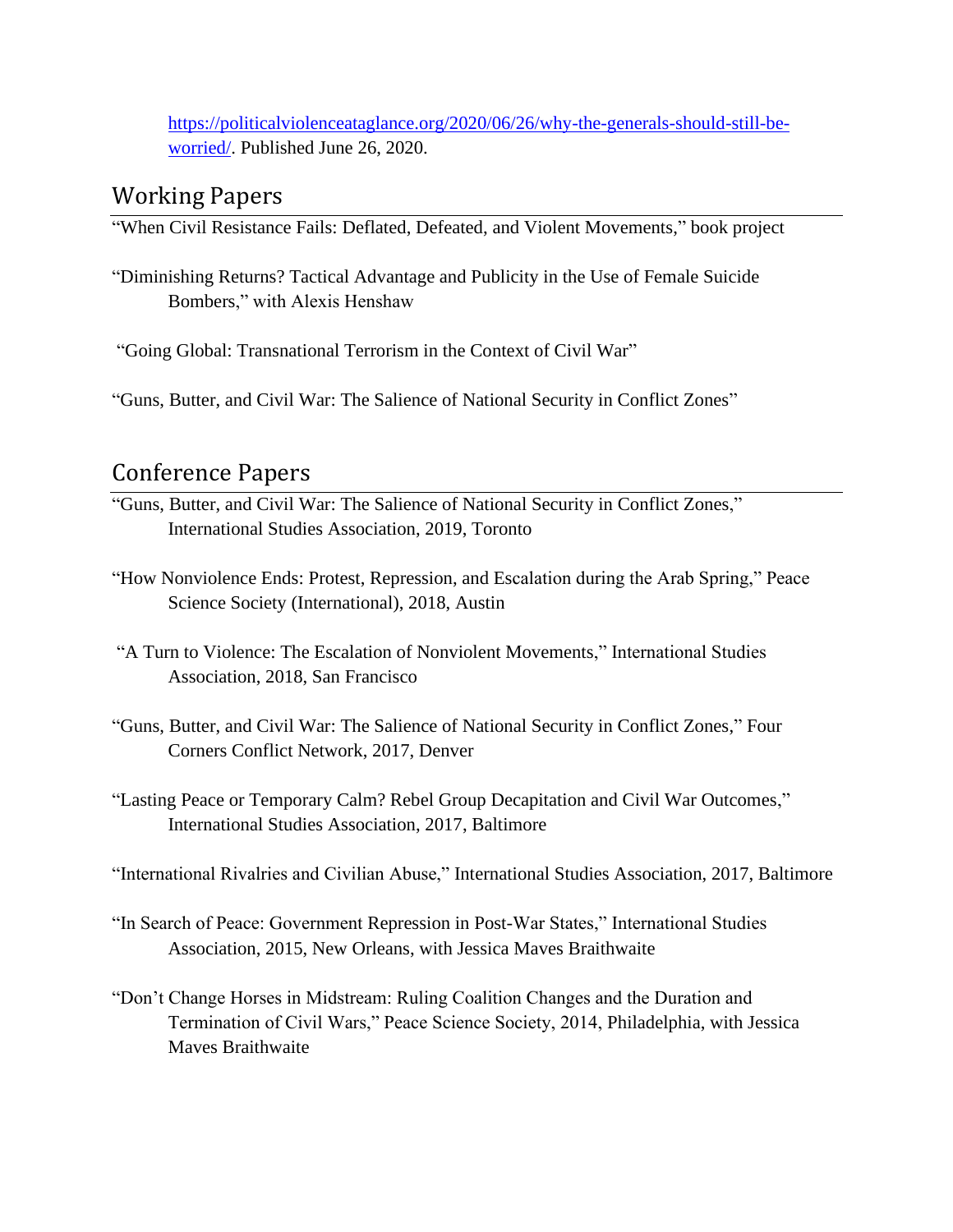https://politicalviolenceataglance.org/2020/06/26/why-the-generals-should-still-be-worried/. Published June 26, 2020.

## Working Papers

"When Civil Resistance Fails: Deflated, Defeated, and Violent Movements," book project

"Diminishing Returns? Tactical Advantage and Publicity in the Use of Female Suicide Bombers," with Alexis Henshaw

"Going Global: Transnational Terrorism in the Context of Civil War"

"Guns, Butter, and Civil War: The Salience of National Security in Conflict Zones"

## Conference Papers

"Guns, Butter, and Civil War: The Salience of National Security in Conflict Zones," International Studies Association, 2019, Toronto

"How Nonviolence Ends: Protest, Repression, and Escalation during the Arab Spring," Peace Science Society (International), 2018, Austin

"A Turn to Violence: The Escalation of Nonviolent Movements," International Studies Association, 2018, San Francisco

"Guns, Butter, and Civil War: The Salience of National Security in Conflict Zones," Four Corners Conflict Network, 2017, Denver

"Lasting Peace or Temporary Calm? Rebel Group Decapitation and Civil War Outcomes," International Studies Association, 2017, Baltimore

"International Rivalries and Civilian Abuse," International Studies Association, 2017, Baltimore

"In Search of Peace: Government Repression in Post-War States," International Studies Association, 2015, New Orleans, with Jessica Maves Braithwaite

"Don't Change Horses in Midstream: Ruling Coalition Changes and the Duration and Termination of Civil Wars," Peace Science Society, 2014, Philadelphia, with Jessica Maves Braithwaite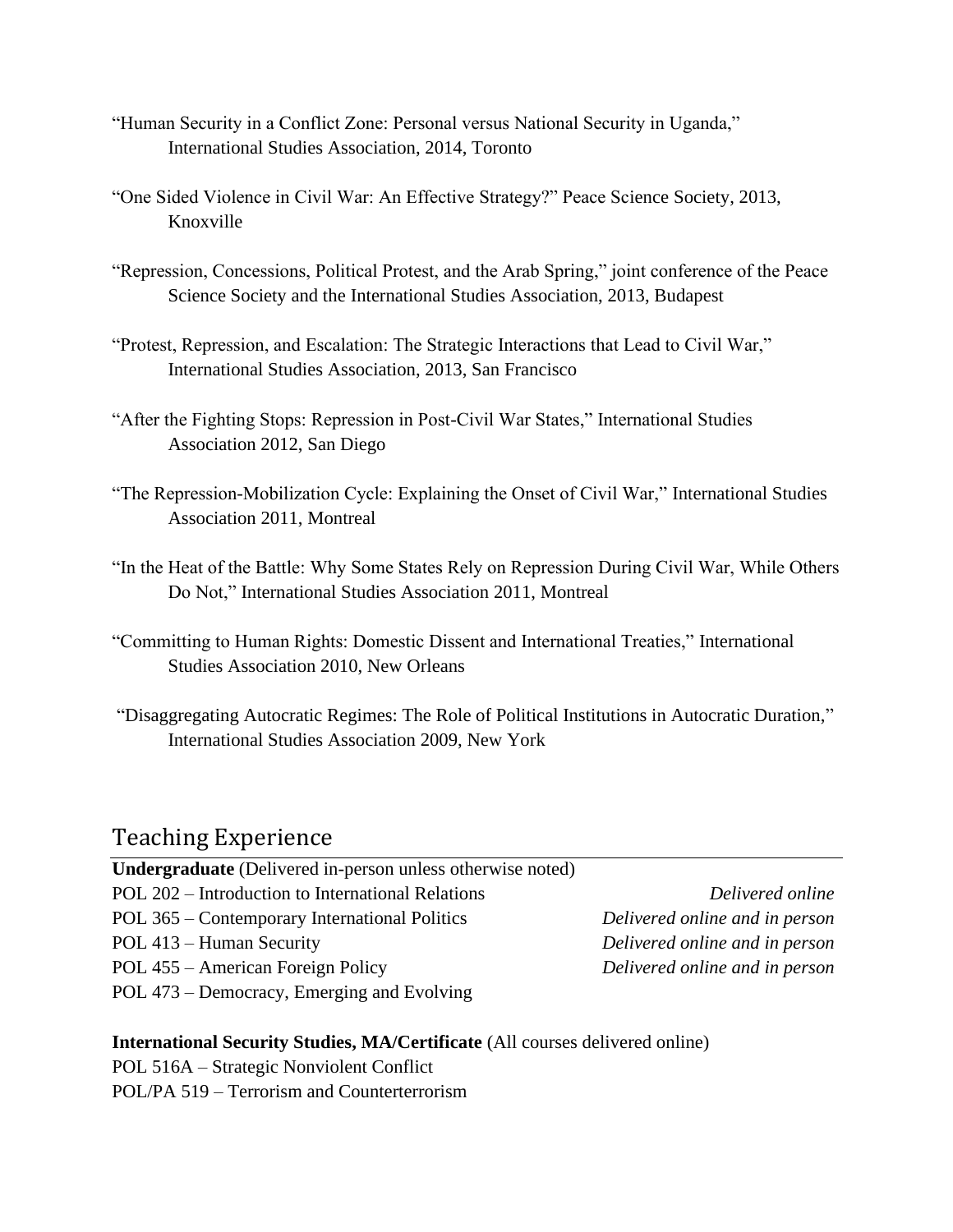"Human Security in a Conflict Zone: Personal versus National Security in Uganda," International Studies Association, 2014, Toronto

"One Sided Violence in Civil War: An Effective Strategy?" Peace Science Society, 2013, Knoxville

"Repression, Concessions, Political Protest, and the Arab Spring," joint conference of the Peace Science Society and the International Studies Association, 2013, Budapest

"Protest, Repression, and Escalation: The Strategic Interactions that Lead to Civil War," International Studies Association, 2013, San Francisco

"After the Fighting Stops: Repression in Post-Civil War States," International Studies Association 2012, San Diego

"The Repression-Mobilization Cycle: Explaining the Onset of Civil War," International Studies Association 2011, Montreal

"In the Heat of the Battle: Why Some States Rely on Repression During Civil War, While Others Do Not," International Studies Association 2011, Montreal

"Committing to Human Rights: Domestic Dissent and International Treaties," International Studies Association 2010, New Orleans

"Disaggregating Autocratic Regimes: The Role of Political Institutions in Autocratic Duration," International Studies Association 2009, New York

## Teaching Experience

**Undergraduate** (Delivered in-person unless otherwise noted)

| | |
|---|---|
| POL 202 – Introduction to International Relations | *Delivered online* |
| POL 365 – Contemporary International Politics | *Delivered online and in person* |
| POL 413 – Human Security | *Delivered online and in person* |
| POL 455 – American Foreign Policy | *Delivered online and in person* |
| POL 473 – Democracy, Emerging and Evolving | |

**International Security Studies, MA/Certificate** (All courses delivered online)

POL 516A – Strategic Nonviolent Conflict

POL/PA 519 – Terrorism and Counterterrorism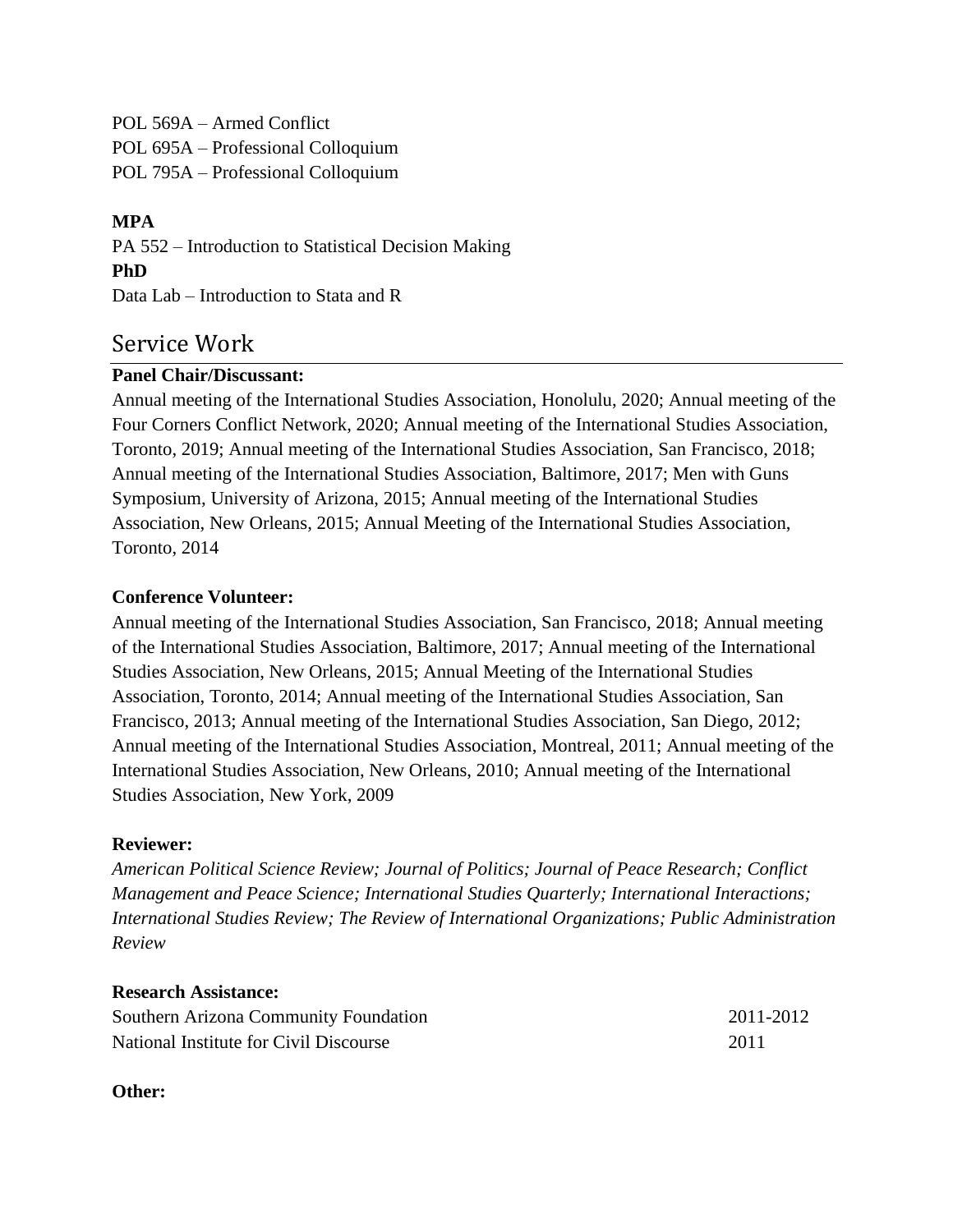POL 569A – Armed Conflict
POL 695A – Professional Colloquium
POL 795A – Professional Colloquium

**MPA**
PA 552 – Introduction to Statistical Decision Making
**PhD**
Data Lab – Introduction to Stata and R

## Service Work

**Panel Chair/Discussant:**
Annual meeting of the International Studies Association, Honolulu, 2020; Annual meeting of the Four Corners Conflict Network, 2020; Annual meeting of the International Studies Association, Toronto, 2019; Annual meeting of the International Studies Association, San Francisco, 2018; Annual meeting of the International Studies Association, Baltimore, 2017; Men with Guns Symposium, University of Arizona, 2015; Annual meeting of the International Studies Association, New Orleans, 2015; Annual Meeting of the International Studies Association, Toronto, 2014

**Conference Volunteer:**
Annual meeting of the International Studies Association, San Francisco, 2018; Annual meeting of the International Studies Association, Baltimore, 2017; Annual meeting of the International Studies Association, New Orleans, 2015; Annual Meeting of the International Studies Association, Toronto, 2014; Annual meeting of the International Studies Association, San Francisco, 2013; Annual meeting of the International Studies Association, San Diego, 2012; Annual meeting of the International Studies Association, Montreal, 2011; Annual meeting of the International Studies Association, New Orleans, 2010; Annual meeting of the International Studies Association, New York, 2009

**Reviewer:**
*American Political Science Review; Journal of Politics; Journal of Peace Research; Conflict Management and Peace Science; International Studies Quarterly; International Interactions; International Studies Review; The Review of International Organizations; Public Administration Review*

**Research Assistance:**
Southern Arizona Community Foundation 2011-2012
National Institute for Civil Discourse 2011

**Other:**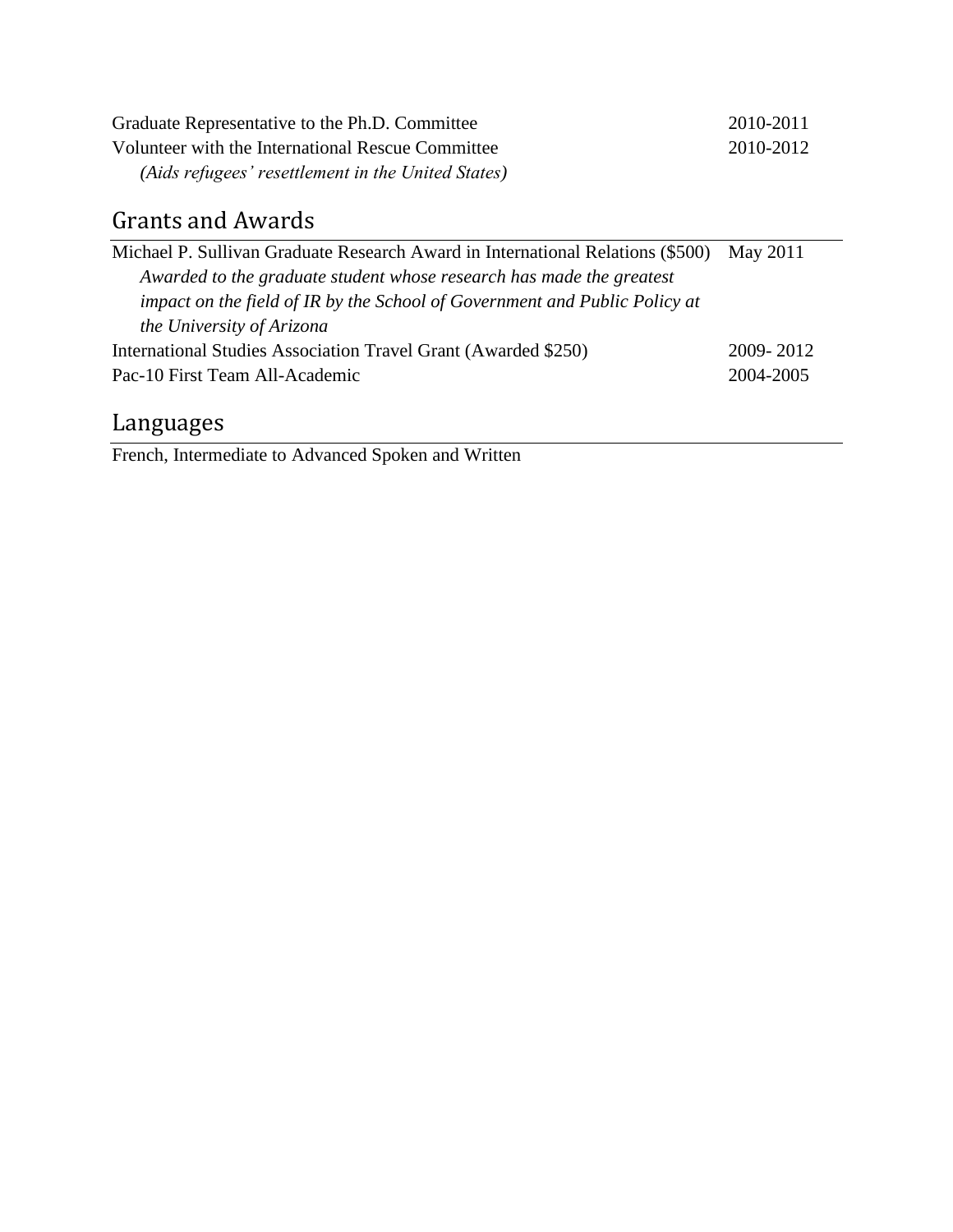Graduate Representative to the Ph.D. Committee 2010-2011

Volunteer with the International Rescue Committee 2010-2012
*(Aids refugees' resettlement in the United States)*

## Grants and Awards

Michael P. Sullivan Graduate Research Award in International Relations ($500) May 2011
*Awarded to the graduate student whose research has made the greatest impact on the field of IR by the School of Government and Public Policy at the University of Arizona*

International Studies Association Travel Grant (Awarded $250) 2009- 2012

Pac-10 First Team All-Academic 2004-2005

## Languages

French, Intermediate to Advanced Spoken and Written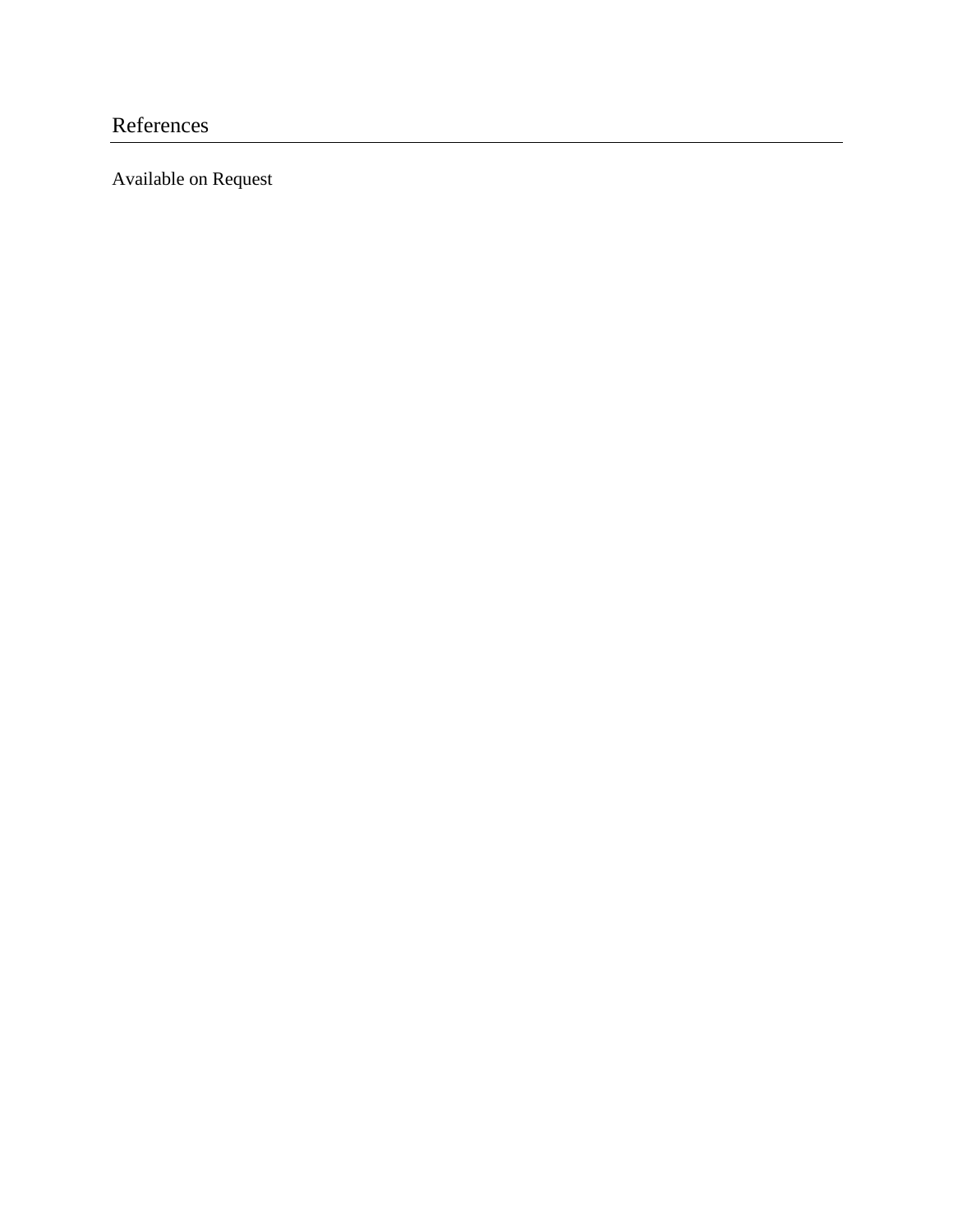## References

Available on Request